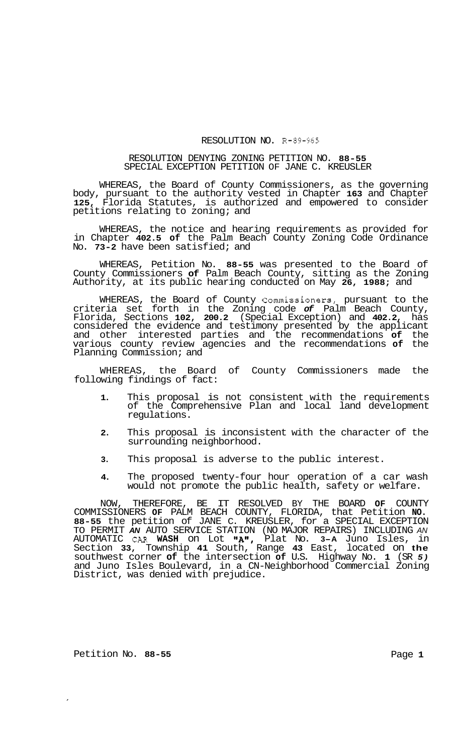# RESOLUTION NO. R-89-965

## RESOLUTION DENYING ZONING PETITION NO. 88-55 SPECIAL EXCEPTION PETITION OF JANE C. KREUSLER

WHEREAS, the Board of County Commissioners, as the governing body, pursuant to the authority vested in Chapter 163 and Chapter 125, Florida Statutes, is authorized and empowered to consider petitions relating to zoning; and

WHEREAS, the notice and hearing requirements as provided for in Chapter 402.5 of the Palm Beach County Zoning Code Ordinance No. 73-2 have been satisfied; and

WHEREAS, Petition No. 88-55 was presented to the Board of County Commissioners of Palm Beach County, sitting as the Zoning Authority, at its public hearing conducted on May 26, 1988; and

WHEREAS, the Board of County Commissioners, pursuant to the criteria set forth in the Zoning code of Palm Beach County, Florida, Sections 102, 200.2 (Special Exception) and 402.2, has considered the evidence and testimony presented by the applicant and other interested parties and the recommendations of the various county review agencies and the recommendations of the Planning Commission; and

WHEREAS, the Board of County Commissioners made the following findings of fact:

1. This proposal is not consistent with the requirements of the Comprehensive Plan and local land development regulations.
2. This proposal is inconsistent with the character of the surrounding neighborhood.
3. This proposal is adverse to the public interest.
4. The proposed twenty-four hour operation of a car wash would not promote the public health, safety or welfare.

NOW, THEREFORE, BE IT RESOLVED BY THE BOARD OF COUNTY COMMISSIONERS OF PALM BEACH COUNTY, FLORIDA, that Petition NO. 88-55 the petition of JANE C. KREUSLER, for a SPECIAL EXCEPTION TO PERMIT AN AUTO SERVICE STATION (NO MAJOR REPAIRS) INCLUDING AN AUTOMATIC CAR WASH on Lot "A", Plat No. 3-A Juno Isles, in Section 33, Township 41 South, Range 43 East, located on the southwest corner of the intersection of U.S. Highway No. 1 (SR 5) and Juno Isles Boulevard, in a CN-Neighborhood Commercial Zoning District, was denied with prejudice.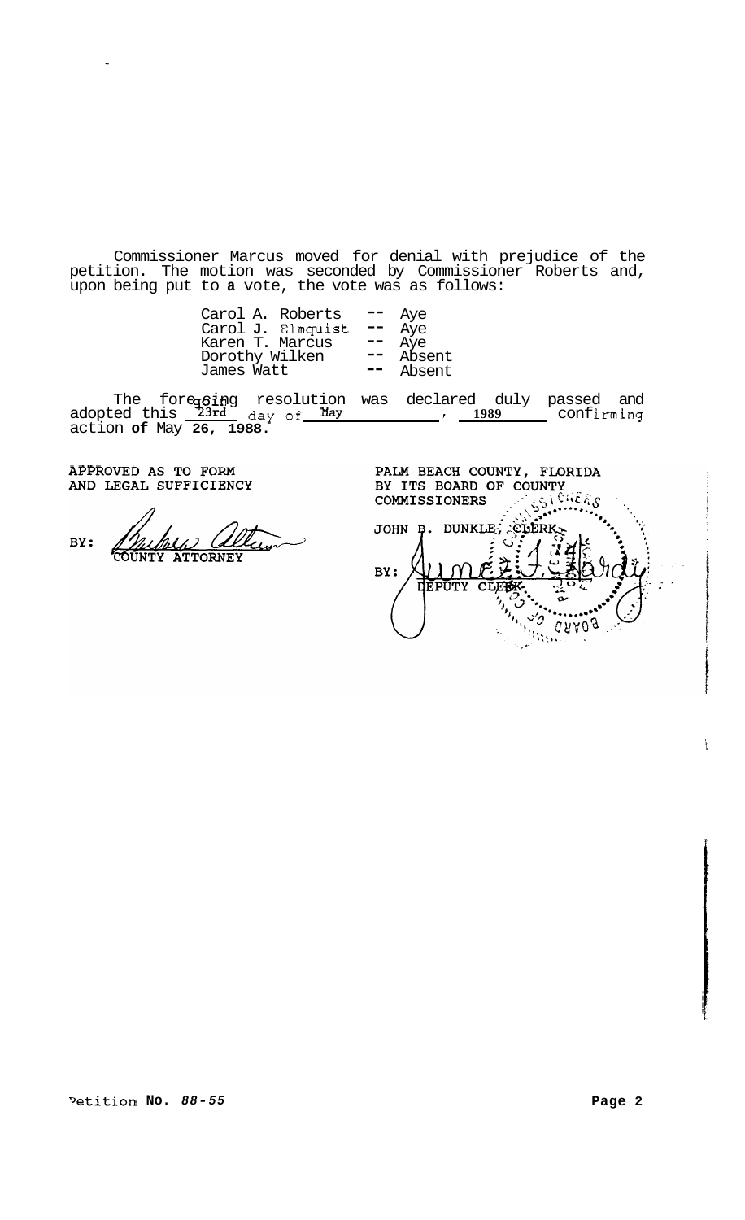Commissioner Marcus moved for denial with prejudice of the petition. The motion was seconded by Commissioner Roberts and, upon being put to a vote, the vote was as follows:

| | | |
|---|---|---|
| Carol A. Roberts | -- | Aye |
| Carol J. Elmquist | -- | Aye |
| Karen T. Marcus | -- | Aye |
| Dorothy Wilken | -- | Absent |
| James Watt | -- | Absent |

The foregoing resolution was declared duly passed and adopted this 23rd day of May, 1989 confirming action of May 26, 1988.

APPROVED AS TO FORM AND LEGAL SUFFICIENCY

BY: COUNTY ATTORNEY

PALM BEACH COUNTY, FLORIDA BY ITS BOARD OF COUNTY COMMISSIONERS

JOHN B. DUNKLE, CLERK

BY: DEPUTY CLERK

Petition No. 88-55